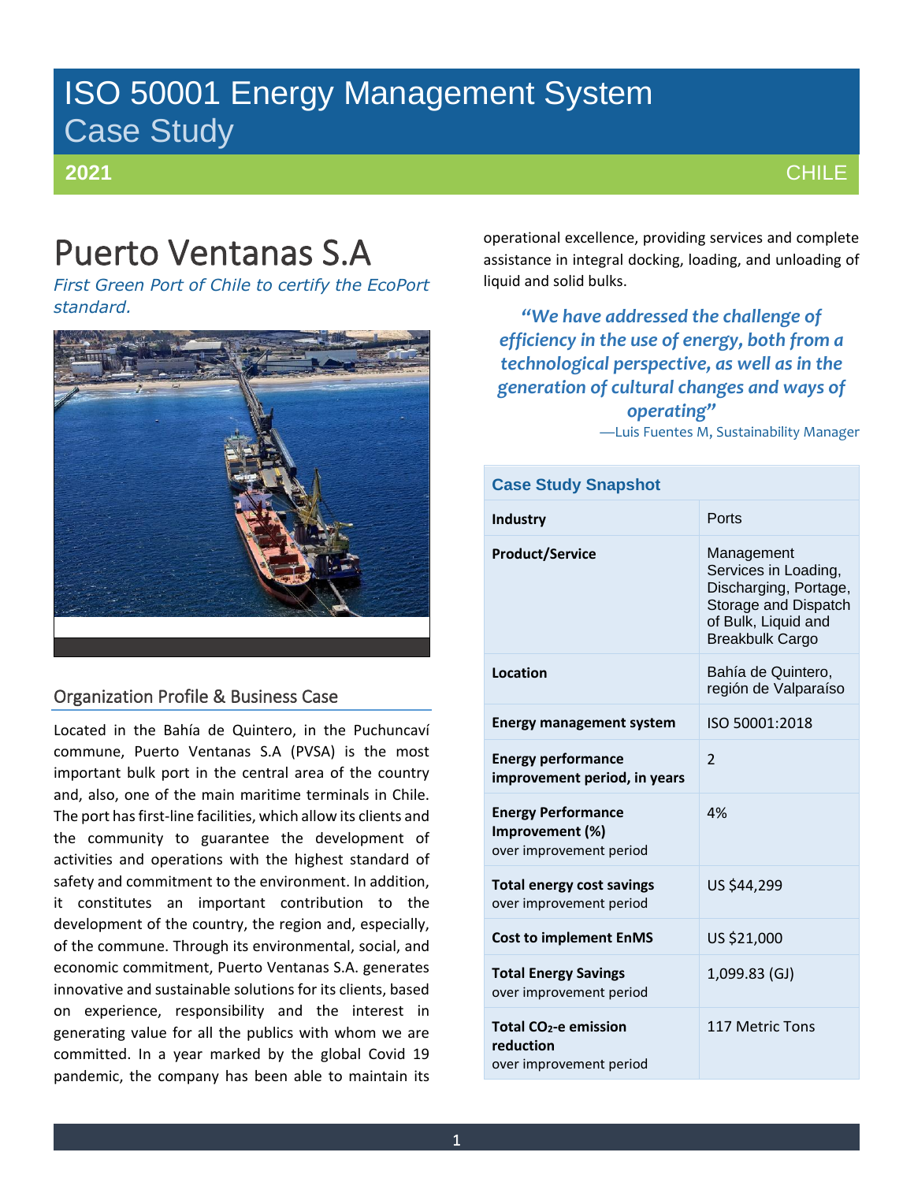# ISO 50001 Energy Management System Case Study

**2021** CHILE

# Puerto Ventanas S.A

*First Green Port of Chile to certify the EcoPort standard.*

## Organization Profile & Business Case

Located in the Bahía de Quintero, in the Puchuncaví commune, Puerto Ventanas S.A (PVSA) is the most important bulk port in the central area of the country and, also, one of the main maritime terminals in Chile. The port has first-line facilities, which allow its clients and the community to guarantee the development of activities and operations with the highest standard of safety and commitment to the environment. In addition, it constitutes an important contribution to the development of the country, the region and, especially, of the commune. Through its environmental, social, and economic commitment, Puerto Ventanas S.A. generates innovative and sustainable solutions for its clients, based on experience, responsibility and the interest in generating value for all the publics with whom we are committed. In a year marked by the global Covid 19 pandemic, the company has been able to maintain its operational excellence, providing services and complete assistance in integral docking, loading, and unloading of liquid and solid bulks.

> ***"We have addressed the challenge of efficiency in the use of energy, both from a technological perspective, as well as in the generation of cultural changes and ways of operating"***
>
> —Luis Fuentes M, Sustainability Manager

**Case Study Snapshot**

| | |
|---|---|
| **Industry** | Ports |
| **Product/Service** | Management Services in Loading, Discharging, Portage, Storage and Dispatch of Bulk, Liquid and Breakbulk Cargo |
| **Location** | Bahía de Quintero, región de Valparaíso |
| **Energy management system** | ISO 50001:2018 |
| **Energy performance improvement period, in years** | 2 |
| **Energy Performance Improvement (%)** over improvement period | 4% |
| **Total energy cost savings** over improvement period | US $44,299 |
| **Cost to implement EnMS** | US $21,000 |
| **Total Energy Savings** over improvement period | 1,099.83 (GJ) |
| **Total $CO_2$-e emission reduction** over improvement period | 117 Metric Tons |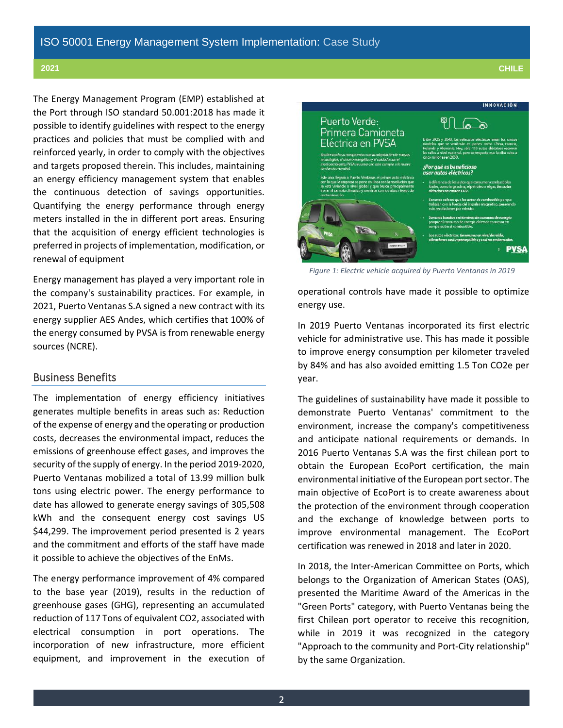The Energy Management Program (EMP) established at the Port through ISO standard 50.001:2018 has made it possible to identify guidelines with respect to the energy practices and policies that must be complied with and reinforced yearly, in order to comply with the objectives and targets proposed therein. This includes, maintaining an energy efficiency management system that enables the continuous detection of savings opportunities. Quantifying the energy performance through energy meters installed in the in different port areas. Ensuring that the acquisition of energy efficient technologies is preferred in projects of implementation, modification, or renewal of equipment

Energy management has played a very important role in the company's sustainability practices. For example, in 2021, Puerto Ventanas S.A signed a new contract with its energy supplier AES Andes, which certifies that 100% of the energy consumed by PVSA is from renewable energy sources (NCRE).

## Business Benefits

The implementation of energy efficiency initiatives generates multiple benefits in areas such as: Reduction of the expense of energy and the operating or production costs, decreases the environmental impact, reduces the emissions of greenhouse effect gases, and improves the security of the supply of energy. In the period 2019-2020, Puerto Ventanas mobilized a total of 13.99 million bulk tons using electric power. The energy performance to date has allowed to generate energy savings of 305,508 kWh and the consequent energy cost savings US $44,299. The improvement period presented is 2 years and the commitment and efforts of the staff have made it possible to achieve the objectives of the EnMs.

The energy performance improvement of 4% compared to the base year (2019), results in the reduction of greenhouse gases (GHG), representing an accumulated reduction of 117 Tons of equivalent CO2, associated with electrical consumption in port operations. The incorporation of new infrastructure, more efficient equipment, and improvement in the execution of operational controls have made it possible to optimize energy use.

*Figure 1: Electric vehicle acquired by Puerto Ventanas in 2019*

In 2019 Puerto Ventanas incorporated its first electric vehicle for administrative use. This has made it possible to improve energy consumption per kilometer traveled by 84% and has also avoided emitting 1.5 Ton CO2e per year.

The guidelines of sustainability have made it possible to demonstrate Puerto Ventanas' commitment to the environment, increase the company's competitiveness and anticipate national requirements or demands. In 2016 Puerto Ventanas S.A was the first chilean port to obtain the European EcoPort certification, the main environmental initiative of the European port sector. The main objective of EcoPort is to create awareness about the protection of the environment through cooperation and the exchange of knowledge between ports to improve environmental management. The EcoPort certification was renewed in 2018 and later in 2020.

In 2018, the Inter-American Committee on Ports, which belongs to the Organization of American States (OAS), presented the Maritime Award of the Americas in the "Green Ports" category, with Puerto Ventanas being the first Chilean port operator to receive this recognition, while in 2019 it was recognized in the category "Approach to the community and Port-City relationship" by the same Organization.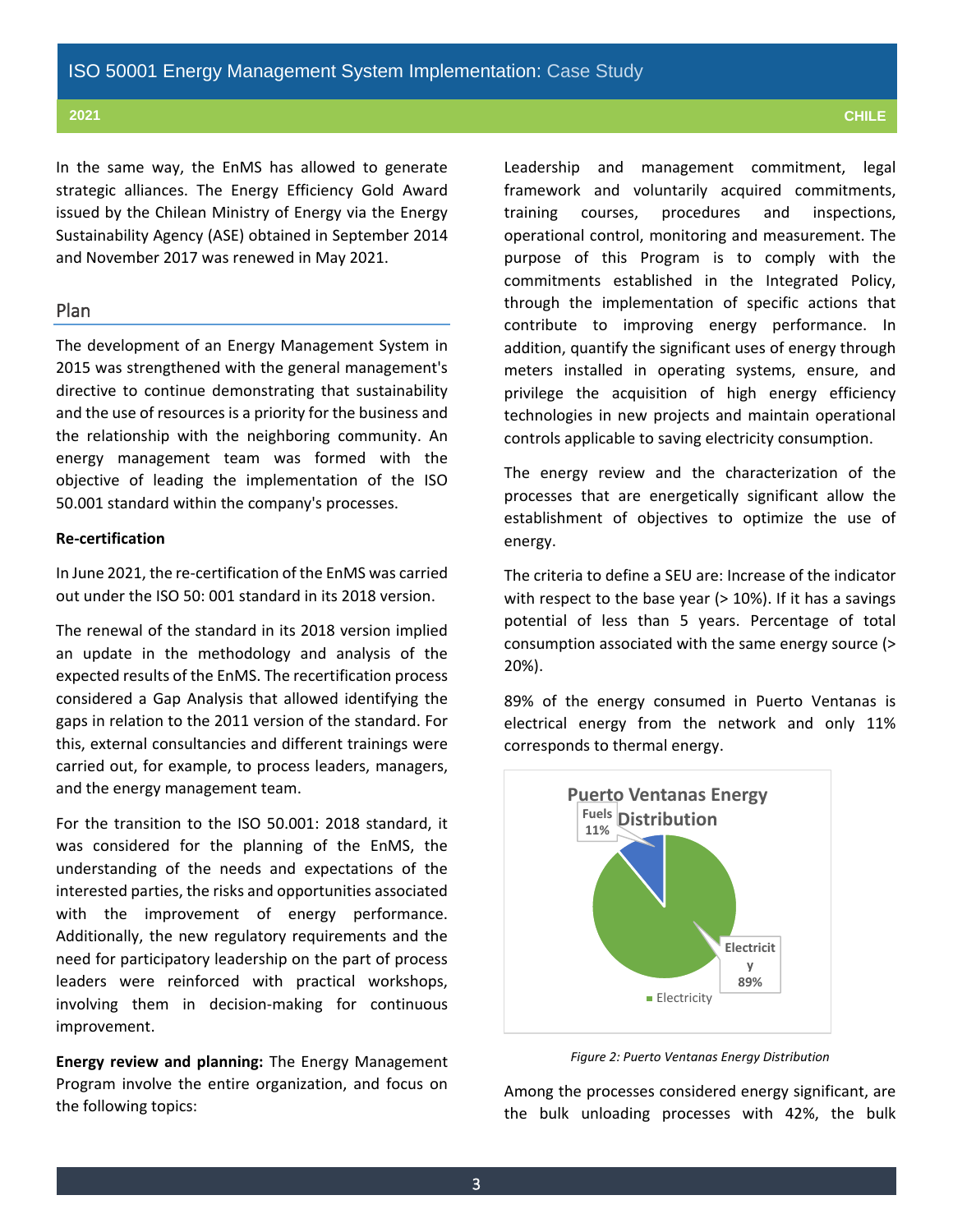In the same way, the EnMS has allowed to generate strategic alliances. The Energy Efficiency Gold Award issued by the Chilean Ministry of Energy via the Energy Sustainability Agency (ASE) obtained in September 2014 and November 2017 was renewed in May 2021.

## Plan

The development of an Energy Management System in 2015 was strengthened with the general management's directive to continue demonstrating that sustainability and the use of resources is a priority for the business and the relationship with the neighboring community. An energy management team was formed with the objective of leading the implementation of the ISO 50.001 standard within the company's processes.

**Re-certification**

In June 2021, the re-certification of the EnMS was carried out under the ISO 50: 001 standard in its 2018 version.

The renewal of the standard in its 2018 version implied an update in the methodology and analysis of the expected results of the EnMS. The recertification process considered a Gap Analysis that allowed identifying the gaps in relation to the 2011 version of the standard. For this, external consultancies and different trainings were carried out, for example, to process leaders, managers, and the energy management team.

For the transition to the ISO 50.001: 2018 standard, it was considered for the planning of the EnMS, the understanding of the needs and expectations of the interested parties, the risks and opportunities associated with the improvement of energy performance. Additionally, the new regulatory requirements and the need for participatory leadership on the part of process leaders were reinforced with practical workshops, involving them in decision-making for continuous improvement.

**Energy review and planning:** The Energy Management Program involve the entire organization, and focus on the following topics: Leadership and management commitment, legal framework and voluntarily acquired commitments, training courses, procedures and inspections, operational control, monitoring and measurement. The purpose of this Program is to comply with the commitments established in the Integrated Policy, through the implementation of specific actions that contribute to improving energy performance. In addition, quantify the significant uses of energy through meters installed in operating systems, ensure, and privilege the acquisition of high energy efficiency technologies in new projects and maintain operational controls applicable to saving electricity consumption.

The energy review and the characterization of the processes that are energetically significant allow the establishment of objectives to optimize the use of energy.

The criteria to define a SEU are: Increase of the indicator with respect to the base year (> 10%). If it has a savings potential of less than 5 years. Percentage of total consumption associated with the same energy source (> 20%).

89% of the energy consumed in Puerto Ventanas is electrical energy from the network and only 11% corresponds to thermal energy.

*Figure 2: Puerto Ventanas Energy Distribution*

Among the processes considered energy significant, are the bulk unloading processes with 42%, the bulk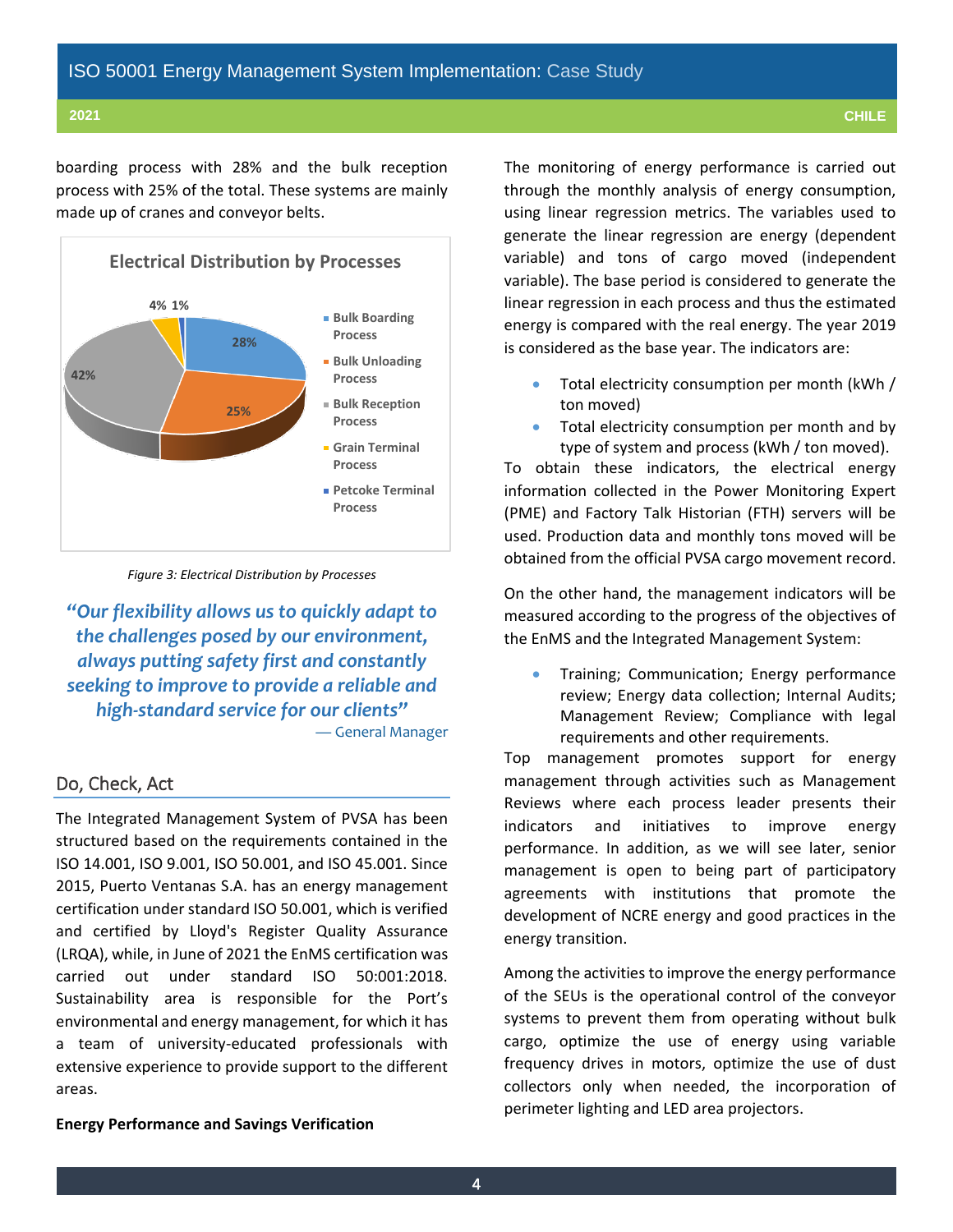boarding process with 28% and the bulk reception process with 25% of the total. These systems are mainly made up of cranes and conveyor belts.

Electrical Distribution by Processes

4% 1%
28%
42%
25%

Bulk Boarding Process
Bulk Unloading Process
Bulk Reception Process
Grain Terminal Process
Petcoke Terminal Process

*Figure 3: Electrical Distribution by Processes*

> ***"Our flexibility allows us to quickly adapt to the challenges posed by our environment, always putting safety first and constantly seeking to improve to provide a reliable and high-standard service for our clients"***
> — General Manager

## Do, Check, Act

The Integrated Management System of PVSA has been structured based on the requirements contained in the ISO 14.001, ISO 9.001, ISO 50.001, and ISO 45.001. Since 2015, Puerto Ventanas S.A. has an energy management certification under standard ISO 50.001, which is verified and certified by Lloyd's Register Quality Assurance (LRQA), while, in June of 2021 the EnMS certification was carried out under standard ISO 50:001:2018. Sustainability area is responsible for the Port's environmental and energy management, for which it has a team of university-educated professionals with extensive experience to provide support to the different areas.

**Energy Performance and Savings Verification**

The monitoring of energy performance is carried out through the monthly analysis of energy consumption, using linear regression metrics. The variables used to generate the linear regression are energy (dependent variable) and tons of cargo moved (independent variable). The base period is considered to generate the linear regression in each process and thus the estimated energy is compared with the real energy. The year 2019 is considered as the base year. The indicators are:

- Total electricity consumption per month (kWh / ton moved)
- Total electricity consumption per month and by type of system and process (kWh / ton moved).

To obtain these indicators, the electrical energy information collected in the Power Monitoring Expert (PME) and Factory Talk Historian (FTH) servers will be used. Production data and monthly tons moved will be obtained from the official PVSA cargo movement record.

On the other hand, the management indicators will be measured according to the progress of the objectives of the EnMS and the Integrated Management System:

- Training; Communication; Energy performance review; Energy data collection; Internal Audits; Management Review; Compliance with legal requirements and other requirements.

Top management promotes support for energy management through activities such as Management Reviews where each process leader presents their indicators and initiatives to improve energy performance. In addition, as we will see later, senior management is open to being part of participatory agreements with institutions that promote the development of NCRE energy and good practices in the energy transition.

Among the activities to improve the energy performance of the SEUs is the operational control of the conveyor systems to prevent them from operating without bulk cargo, optimize the use of energy using variable frequency drives in motors, optimize the use of dust collectors only when needed, the incorporation of perimeter lighting and LED area projectors.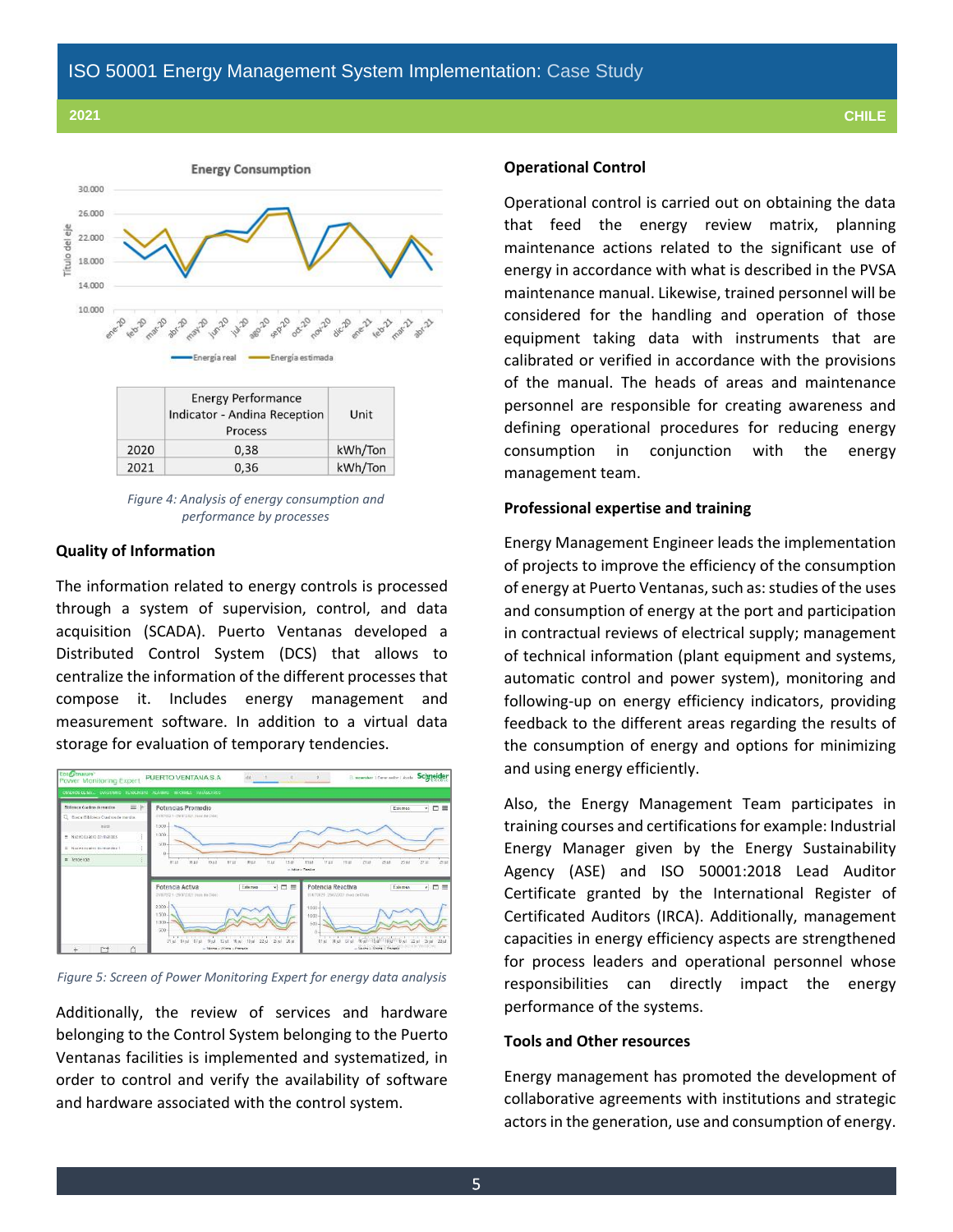Energy Consumption

30.000
26.000
22.000
18.000
14.000
10.000

Título del eje

ene-20 feb-20 mar-20 abr-20 may-20 jun-20 jul-20 ago-20 sep-20 oct-20 nov-20 dic-20 ene-21 feb-21 mar-21 abr-21

Energía real — Energía estimada

| | Energy Performance Indicator - Andina Reception Process | Unit |
|---|---|---|
| 2020 | 0,38 | kWh/Ton |
| 2021 | 0,36 | kWh/Ton |

*Figure 4: Analysis of energy consumption and performance by processes*

### Quality of Information

The information related to energy controls is processed through a system of supervision, control, and data acquisition (SCADA). Puerto Ventanas developed a Distributed Control System (DCS) that allows to centralize the information of the different processes that compose it. Includes energy management and measurement software. In addition to a virtual data storage for evaluation of temporary tendencies.

*Figure 5: Screen of Power Monitoring Expert for energy data analysis*

Additionally, the review of services and hardware belonging to the Control System belonging to the Puerto Ventanas facilities is implemented and systematized, in order to control and verify the availability of software and hardware associated with the control system.

### Operational Control

Operational control is carried out on obtaining the data that feed the energy review matrix, planning maintenance actions related to the significant use of energy in accordance with what is described in the PVSA maintenance manual. Likewise, trained personnel will be considered for the handling and operation of those equipment taking data with instruments that are calibrated or verified in accordance with the provisions of the manual. The heads of areas and maintenance personnel are responsible for creating awareness and defining operational procedures for reducing energy consumption in conjunction with the energy management team.

### Professional expertise and training

Energy Management Engineer leads the implementation of projects to improve the efficiency of the consumption of energy at Puerto Ventanas, such as: studies of the uses and consumption of energy at the port and participation in contractual reviews of electrical supply; management of technical information (plant equipment and systems, automatic control and power system), monitoring and following-up on energy efficiency indicators, providing feedback to the different areas regarding the results of the consumption of energy and options for minimizing and using energy efficiently.

Also, the Energy Management Team participates in training courses and certifications for example: Industrial Energy Manager given by the Energy Sustainability Agency (ASE) and ISO 50001:2018 Lead Auditor Certificate granted by the International Register of Certificated Auditors (IRCA). Additionally, management capacities in energy efficiency aspects are strengthened for process leaders and operational personnel whose responsibilities can directly impact the energy performance of the systems.

### Tools and Other resources

Energy management has promoted the development of collaborative agreements with institutions and strategic actors in the generation, use and consumption of energy.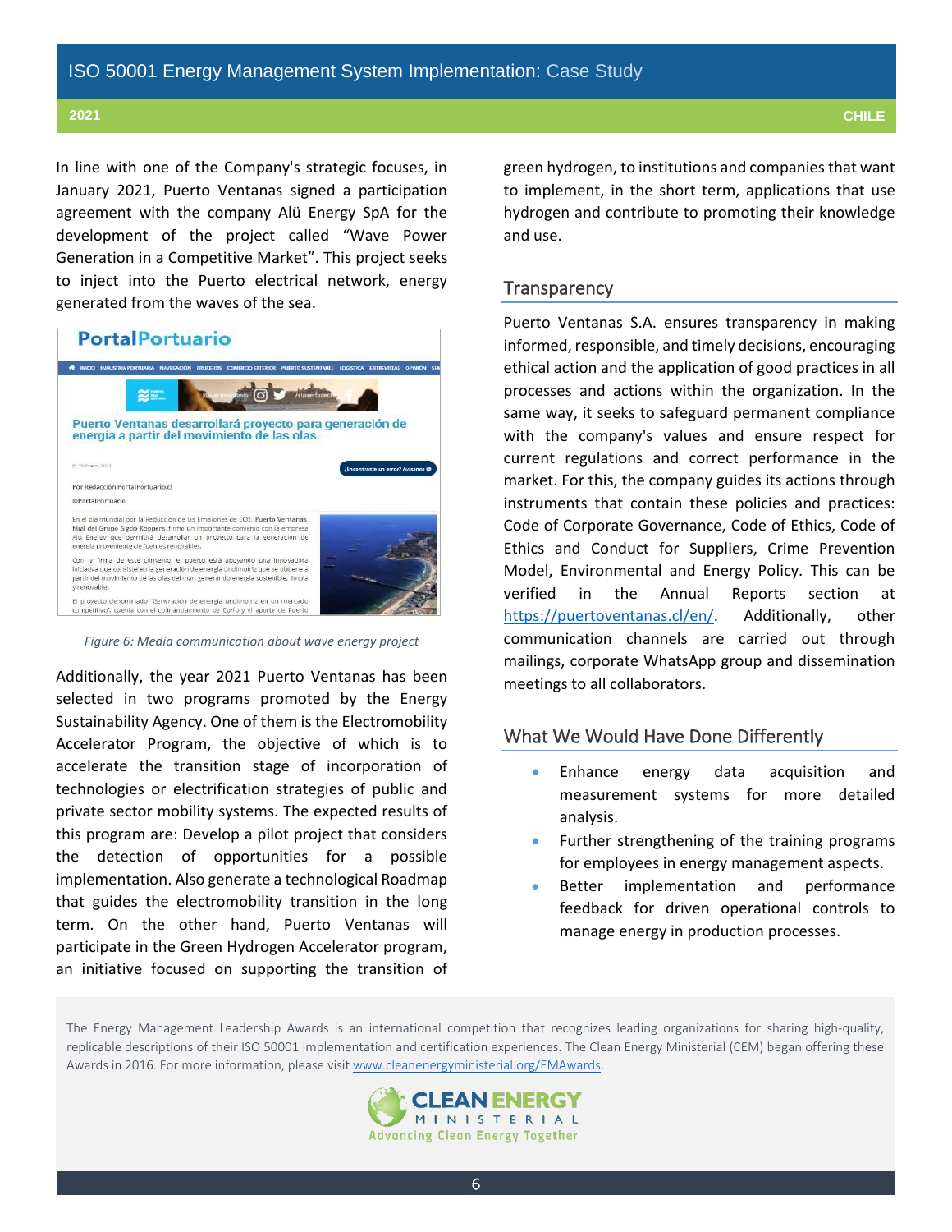In line with one of the Company's strategic focuses, in January 2021, Puerto Ventanas signed a participation agreement with the company Alü Energy SpA for the development of the project called "Wave Power Generation in a Competitive Market". This project seeks to inject into the Puerto electrical network, energy generated from the waves of the sea.

*Figure 6: Media communication about wave energy project*

Additionally, the year 2021 Puerto Ventanas has been selected in two programs promoted by the Energy Sustainability Agency. One of them is the Electromobility Accelerator Program, the objective of which is to accelerate the transition stage of incorporation of technologies or electrification strategies of public and private sector mobility systems. The expected results of this program are: Develop a pilot project that considers the detection of opportunities for a possible implementation. Also generate a technological Roadmap that guides the electromobility transition in the long term. On the other hand, Puerto Ventanas will participate in the Green Hydrogen Accelerator program, an initiative focused on supporting the transition of green hydrogen, to institutions and companies that want to implement, in the short term, applications that use hydrogen and contribute to promoting their knowledge and use.

## Transparency

Puerto Ventanas S.A. ensures transparency in making informed, responsible, and timely decisions, encouraging ethical action and the application of good practices in all processes and actions within the organization. In the same way, it seeks to safeguard permanent compliance with the company's values and ensure respect for current regulations and correct performance in the market. For this, the company guides its actions through instruments that contain these policies and practices: Code of Corporate Governance, Code of Ethics, Code of Ethics and Conduct for Suppliers, Crime Prevention Model, Environmental and Energy Policy. This can be verified in the Annual Reports section at https://puertoventanas.cl/en/. Additionally, other communication channels are carried out through mailings, corporate WhatsApp group and dissemination meetings to all collaborators.

## What We Would Have Done Differently

- Enhance energy data acquisition and measurement systems for more detailed analysis.
- Further strengthening of the training programs for employees in energy management aspects.
- Better implementation and performance feedback for driven operational controls to manage energy in production processes.

The Energy Management Leadership Awards is an international competition that recognizes leading organizations for sharing high-quality, replicable descriptions of their ISO 50001 implementation and certification experiences. The Clean Energy Ministerial (CEM) began offering these Awards in 2016. For more information, please visit www.cleanenergyministerial.org/EMAwards.

CLEAN ENERGY MINISTERIAL
Advancing Clean Energy Together